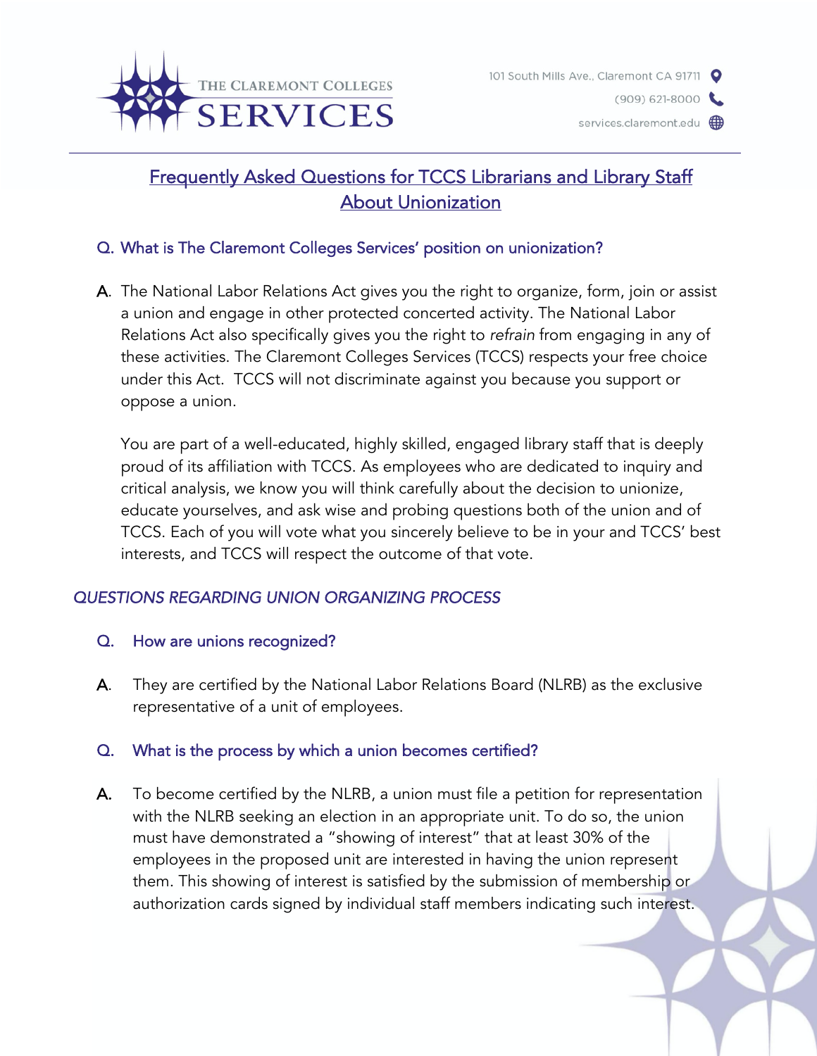# Frequently Asked Questions for TCCS Librarians and Library Staff About Unionization

## Q. What is The Claremont Colleges Services' position on unionization?

A. The National Labor Relations Act gives you the right to organize, form, join or assist a union and engage in other protected concerted activity. The National Labor Relations Act also specifically gives you the right to *refrain* from engaging in any of these activities. The Claremont Colleges Services (TCCS) respects your free choice under this Act. TCCS will not discriminate against you because you support or oppose a union.

You are part of a well-educated, highly skilled, engaged library staff that is deeply proud of its affiliation with TCCS. As employees who are dedicated to inquiry and critical analysis, we know you will think carefully about the decision to unionize, educate yourselves, and ask wise and probing questions both of the union and of TCCS. Each of you will vote what you sincerely believe to be in your and TCCS' best interests, and TCCS will respect the outcome of that vote.

## *QUESTIONS REGARDING UNION ORGANIZING PROCESS*

### Q. How are unions recognized?

A. They are certified by the National Labor Relations Board (NLRB) as the exclusive representative of a unit of employees.

### Q. What is the process by which a union becomes certified?

A. To become certified by the NLRB, a union must file a petition for representation with the NLRB seeking an election in an appropriate unit. To do so, the union must have demonstrated a "showing of interest" that at least 30% of the employees in the proposed unit are interested in having the union represent them. This showing of interest is satisfied by the submission of membership or authorization cards signed by individual staff members indicating such interest.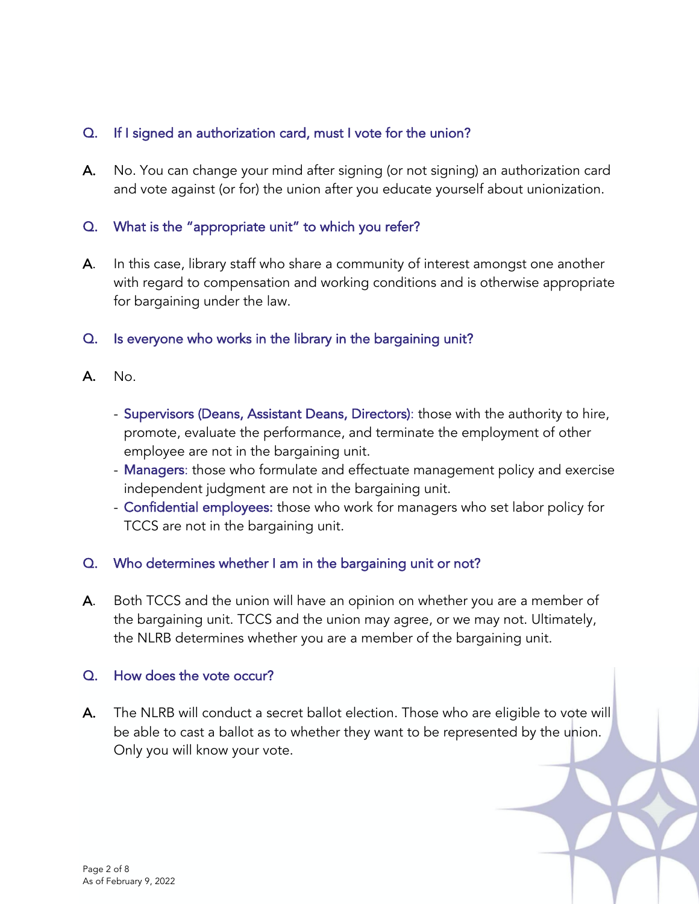**Q. If I signed an authorization card, must I vote for the union?**

**A.** No. You can change your mind after signing (or not signing) an authorization card and vote against (or for) the union after you educate yourself about unionization.

**Q. What is the "appropriate unit" to which you refer?**

**A.** In this case, library staff who share a community of interest amongst one another with regard to compensation and working conditions and is otherwise appropriate for bargaining under the law.

**Q. Is everyone who works in the library in the bargaining unit?**

**A.** No.

- Supervisors (Deans, Assistant Deans, Directors): those with the authority to hire, promote, evaluate the performance, and terminate the employment of other employee are not in the bargaining unit.
- Managers: those who formulate and effectuate management policy and exercise independent judgment are not in the bargaining unit.
- Confidential employees: those who work for managers who set labor policy for TCCS are not in the bargaining unit.

**Q. Who determines whether I am in the bargaining unit or not?**

**A.** Both TCCS and the union will have an opinion on whether you are a member of the bargaining unit. TCCS and the union may agree, or we may not. Ultimately, the NLRB determines whether you are a member of the bargaining unit.

**Q. How does the vote occur?**

**A.** The NLRB will conduct a secret ballot election. Those who are eligible to vote will be able to cast a ballot as to whether they want to be represented by the union. Only you will know your vote.

As of February 9, 2022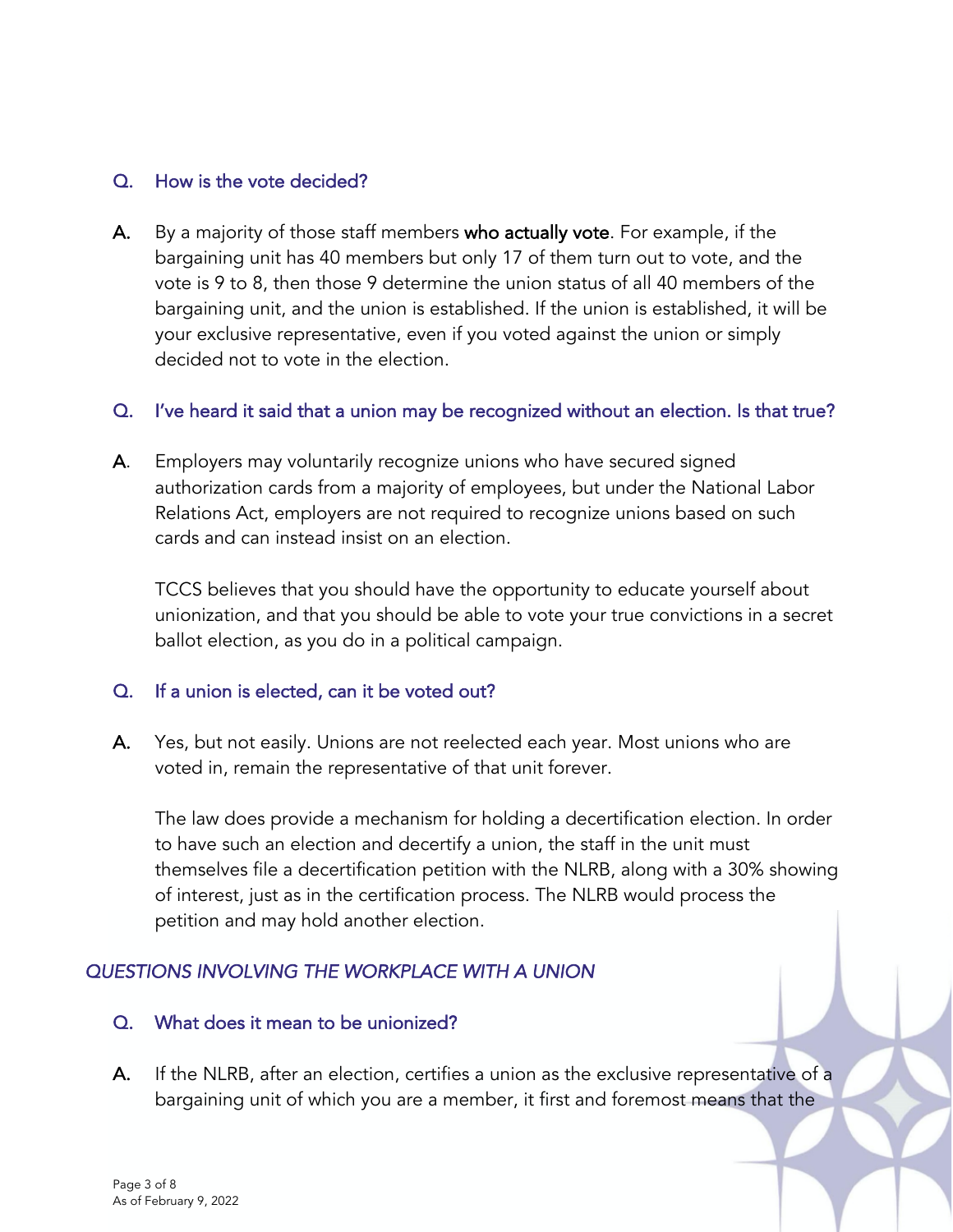**Q. How is the vote decided?**

**A.** By a majority of those staff members **who actually vote**. For example, if the bargaining unit has 40 members but only 17 of them turn out to vote, and the vote is 9 to 8, then those 9 determine the union status of all 40 members of the bargaining unit, and the union is established. If the union is established, it will be your exclusive representative, even if you voted against the union or simply decided not to vote in the election.

**Q. I've heard it said that a union may be recognized without an election. Is that true?**

**A.** Employers may voluntarily recognize unions who have secured signed authorization cards from a majority of employees, but under the National Labor Relations Act, employers are not required to recognize unions based on such cards and can instead insist on an election.

TCCS believes that you should have the opportunity to educate yourself about unionization, and that you should be able to vote your true convictions in a secret ballot election, as you do in a political campaign.

**Q. If a union is elected, can it be voted out?**

**A.** Yes, but not easily. Unions are not reelected each year. Most unions who are voted in, remain the representative of that unit forever.

The law does provide a mechanism for holding a decertification election. In order to have such an election and decertify a union, the staff in the unit must themselves file a decertification petition with the NLRB, along with a 30% showing of interest, just as in the certification process. The NLRB would process the petition and may hold another election.

## *QUESTIONS INVOLVING THE WORKPLACE WITH A UNION*

**Q. What does it mean to be unionized?**

**A.** If the NLRB, after an election, certifies a union as the exclusive representative of a bargaining unit of which you are a member, it first and foremost means that the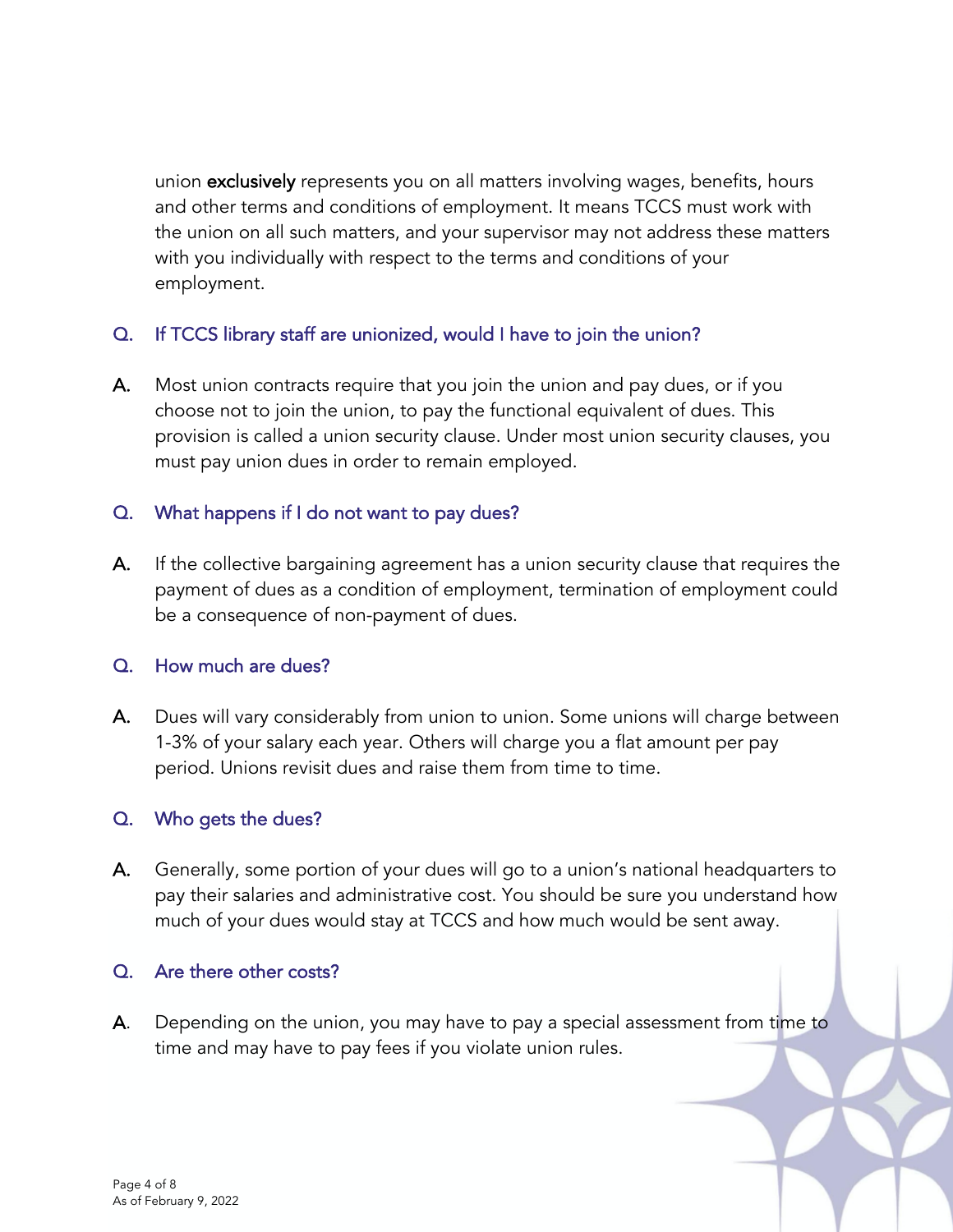union **exclusively** represents you on all matters involving wages, benefits, hours and other terms and conditions of employment. It means TCCS must work with the union on all such matters, and your supervisor may not address these matters with you individually with respect to the terms and conditions of your employment.

**Q.** If TCCS library staff are unionized, would I have to join the union?

**A.** Most union contracts require that you join the union and pay dues, or if you choose not to join the union, to pay the functional equivalent of dues. This provision is called a union security clause. Under most union security clauses, you must pay union dues in order to remain employed.

**Q.** What happens if I do not want to pay dues?

**A.** If the collective bargaining agreement has a union security clause that requires the payment of dues as a condition of employment, termination of employment could be a consequence of non-payment of dues.

**Q.** How much are dues?

**A.** Dues will vary considerably from union to union. Some unions will charge between 1-3% of your salary each year. Others will charge you a flat amount per pay period. Unions revisit dues and raise them from time to time.

**Q.** Who gets the dues?

**A.** Generally, some portion of your dues will go to a union's national headquarters to pay their salaries and administrative cost. You should be sure you understand how much of your dues would stay at TCCS and how much would be sent away.

**Q.** Are there other costs?

**A.** Depending on the union, you may have to pay a special assessment from time to time and may have to pay fees if you violate union rules.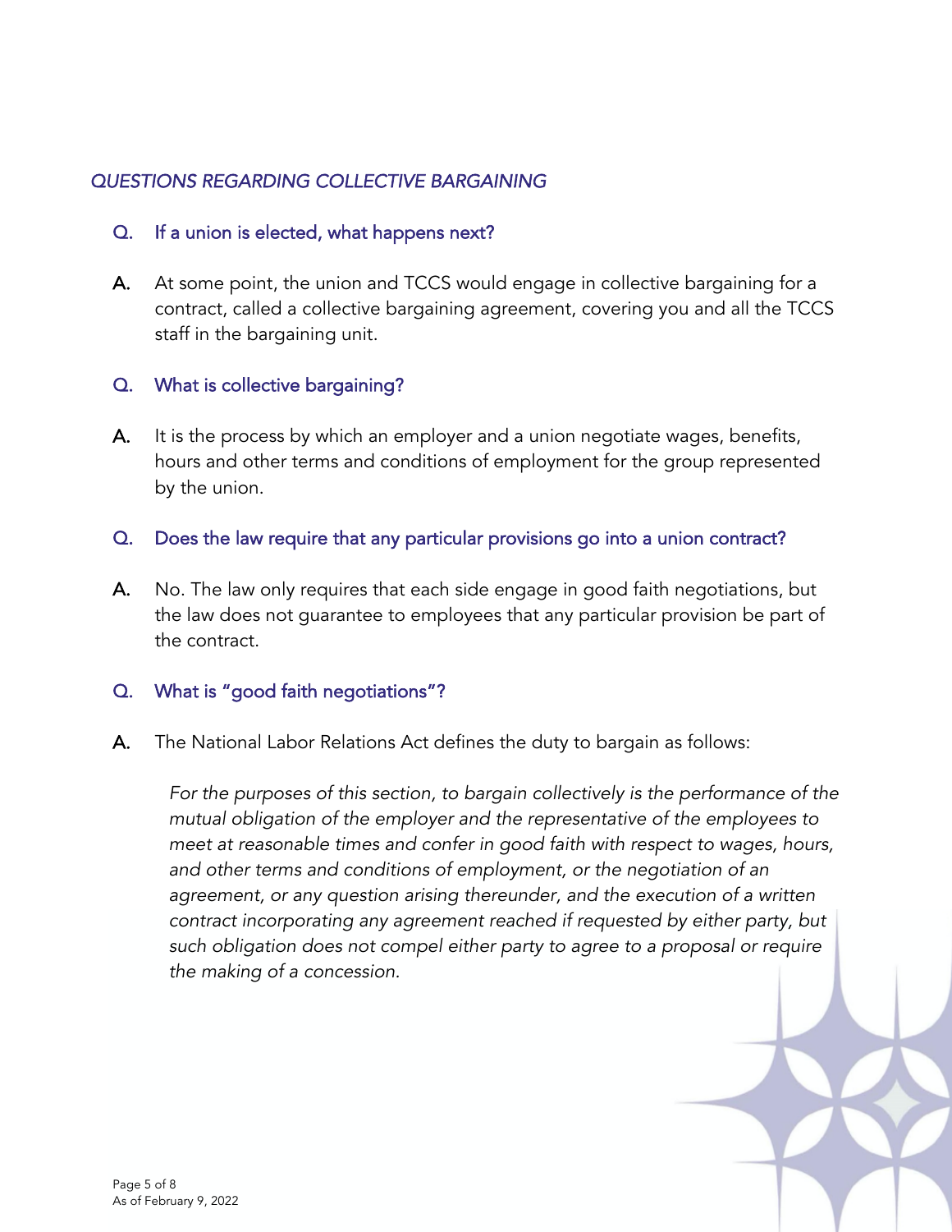## *QUESTIONS REGARDING COLLECTIVE BARGAINING*

**Q.** If a union is elected, what happens next?

**A.** At some point, the union and TCCS would engage in collective bargaining for a contract, called a collective bargaining agreement, covering you and all the TCCS staff in the bargaining unit.

**Q.** What is collective bargaining?

**A.** It is the process by which an employer and a union negotiate wages, benefits, hours and other terms and conditions of employment for the group represented by the union.

**Q.** Does the law require that any particular provisions go into a union contract?

**A.** No. The law only requires that each side engage in good faith negotiations, but the law does not guarantee to employees that any particular provision be part of the contract.

**Q.** What is "good faith negotiations"?

**A.** The National Labor Relations Act defines the duty to bargain as follows:

> *For the purposes of this section, to bargain collectively is the performance of the mutual obligation of the employer and the representative of the employees to meet at reasonable times and confer in good faith with respect to wages, hours, and other terms and conditions of employment, or the negotiation of an agreement, or any question arising thereunder, and the execution of a written contract incorporating any agreement reached if requested by either party, but such obligation does not compel either party to agree to a proposal or require the making of a concession.*

As of February 9, 2022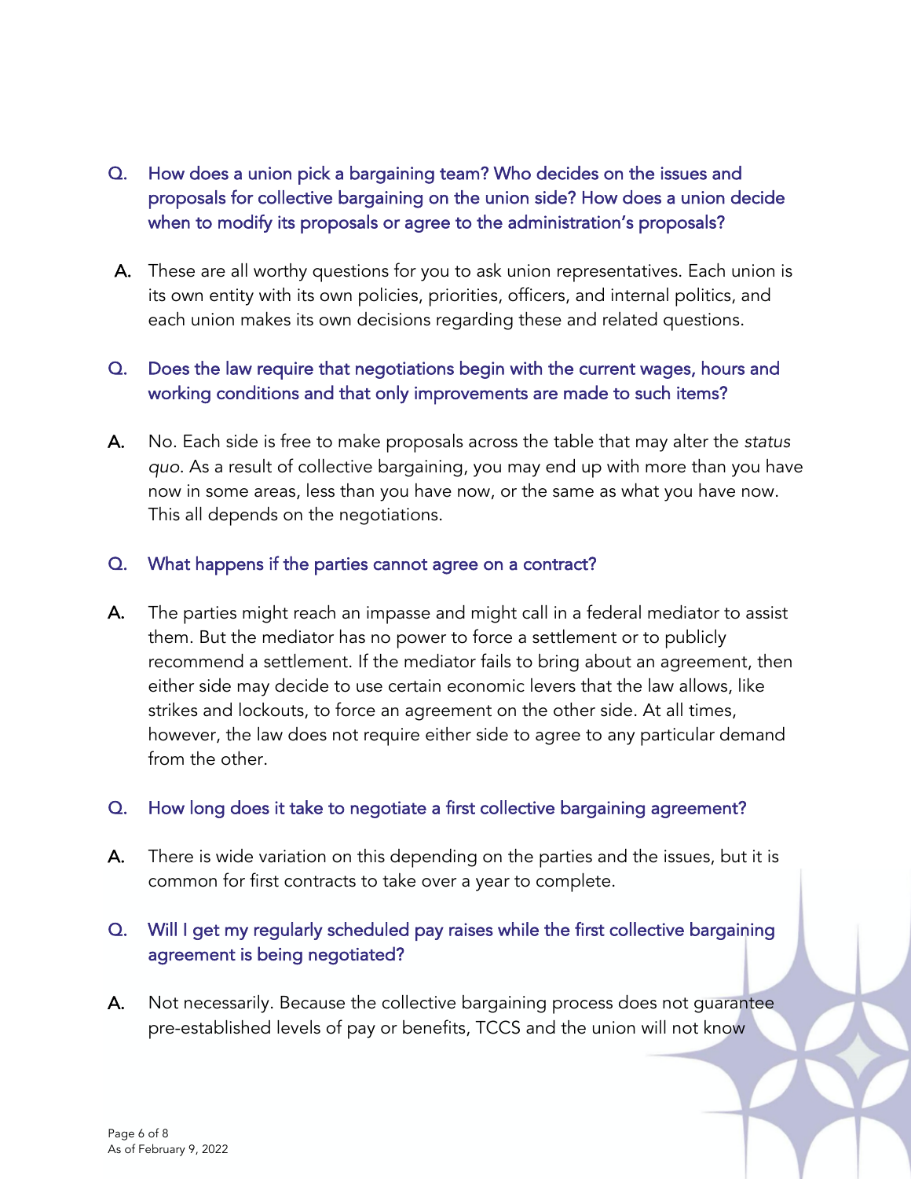**Q. How does a union pick a bargaining team? Who decides on the issues and proposals for collective bargaining on the union side? How does a union decide when to modify its proposals or agree to the administration's proposals?**

**A.** These are all worthy questions for you to ask union representatives. Each union is its own entity with its own policies, priorities, officers, and internal politics, and each union makes its own decisions regarding these and related questions.

**Q. Does the law require that negotiations begin with the current wages, hours and working conditions and that only improvements are made to such items?**

**A.** No. Each side is free to make proposals across the table that may alter the *status quo*. As a result of collective bargaining, you may end up with more than you have now in some areas, less than you have now, or the same as what you have now. This all depends on the negotiations.

**Q. What happens if the parties cannot agree on a contract?**

**A.** The parties might reach an impasse and might call in a federal mediator to assist them. But the mediator has no power to force a settlement or to publicly recommend a settlement. If the mediator fails to bring about an agreement, then either side may decide to use certain economic levers that the law allows, like strikes and lockouts, to force an agreement on the other side. At all times, however, the law does not require either side to agree to any particular demand from the other.

**Q. How long does it take to negotiate a first collective bargaining agreement?**

**A.** There is wide variation on this depending on the parties and the issues, but it is common for first contracts to take over a year to complete.

**Q. Will I get my regularly scheduled pay raises while the first collective bargaining agreement is being negotiated?**

**A.** Not necessarily. Because the collective bargaining process does not guarantee pre-established levels of pay or benefits, TCCS and the union will not know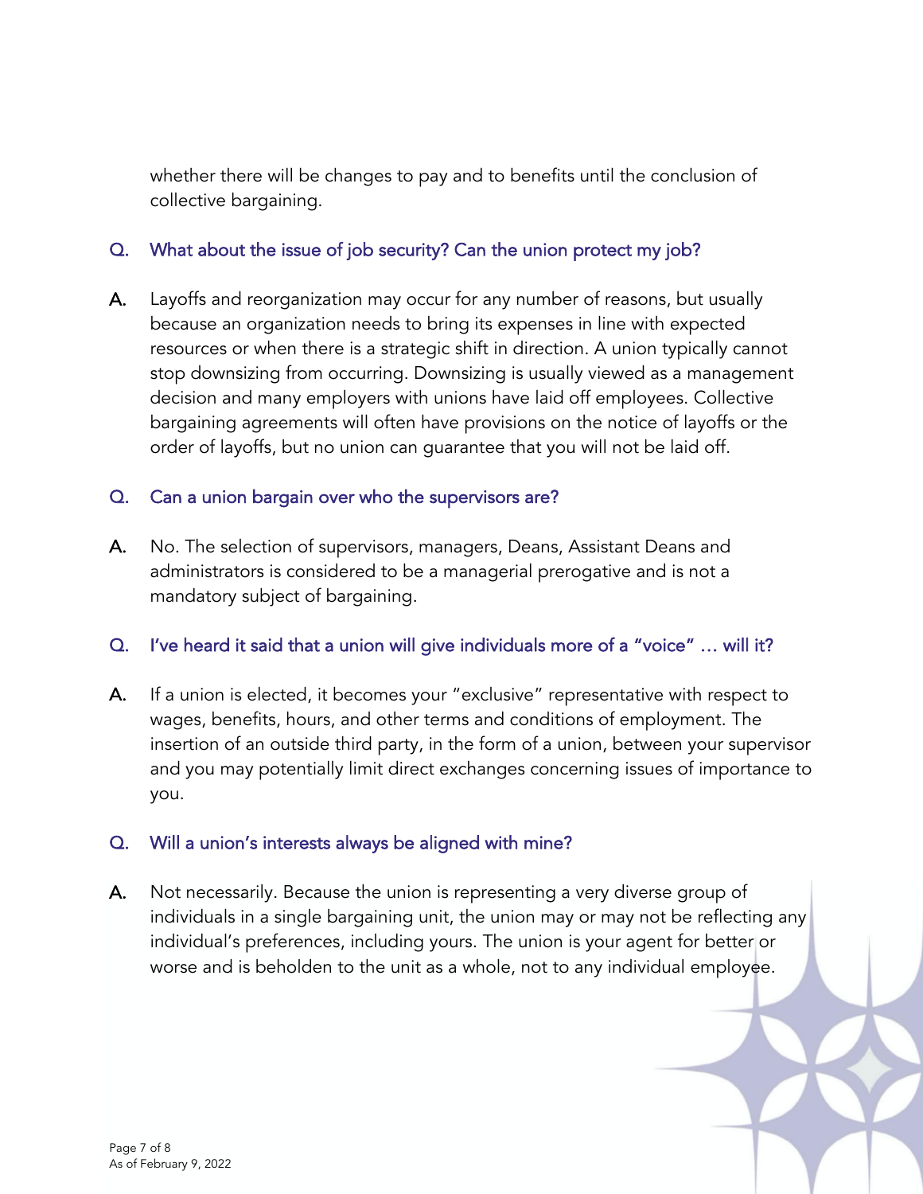whether there will be changes to pay and to benefits until the conclusion of collective bargaining.

### Q. What about the issue of job security? Can the union protect my job?

**A.** Layoffs and reorganization may occur for any number of reasons, but usually because an organization needs to bring its expenses in line with expected resources or when there is a strategic shift in direction. A union typically cannot stop downsizing from occurring. Downsizing is usually viewed as a management decision and many employers with unions have laid off employees. Collective bargaining agreements will often have provisions on the notice of layoffs or the order of layoffs, but no union can guarantee that you will not be laid off.

### Q. Can a union bargain over who the supervisors are?

**A.** No. The selection of supervisors, managers, Deans, Assistant Deans and administrators is considered to be a managerial prerogative and is not a mandatory subject of bargaining.

### Q. I've heard it said that a union will give individuals more of a "voice" … will it?

**A.** If a union is elected, it becomes your "exclusive" representative with respect to wages, benefits, hours, and other terms and conditions of employment. The insertion of an outside third party, in the form of a union, between your supervisor and you may potentially limit direct exchanges concerning issues of importance to you.

### Q. Will a union's interests always be aligned with mine?

**A.** Not necessarily. Because the union is representing a very diverse group of individuals in a single bargaining unit, the union may or may not be reflecting any individual's preferences, including yours. The union is your agent for better or worse and is beholden to the unit as a whole, not to any individual employee.

As of February 9, 2022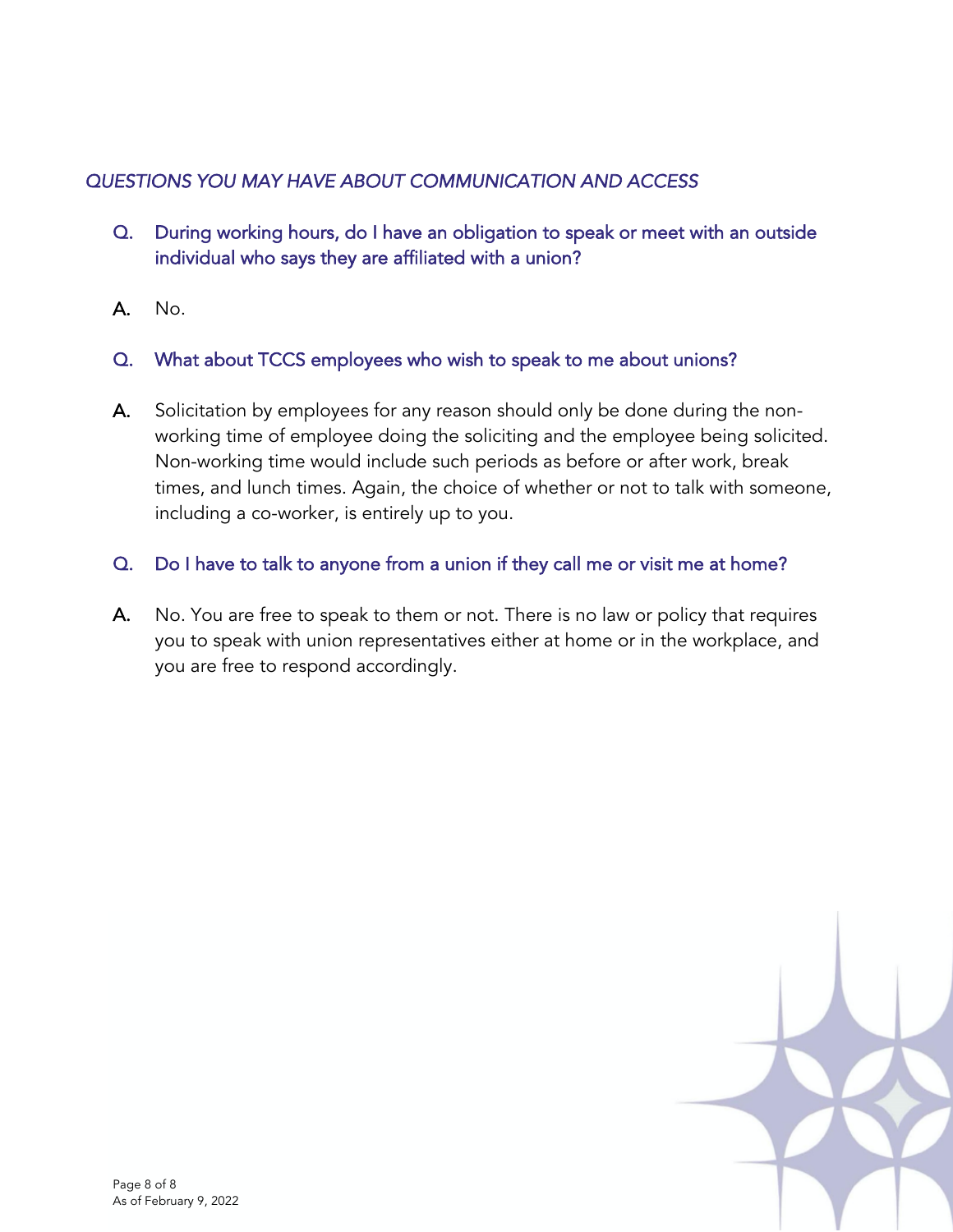*QUESTIONS YOU MAY HAVE ABOUT COMMUNICATION AND ACCESS*

**Q.** During working hours, do I have an obligation to speak or meet with an outside individual who says they are affiliated with a union?

**A.** No.

**Q.** What about TCCS employees who wish to speak to me about unions?

**A.** Solicitation by employees for any reason should only be done during the non-working time of employee doing the soliciting and the employee being solicited. Non-working time would include such periods as before or after work, break times, and lunch times. Again, the choice of whether or not to talk with someone, including a co-worker, is entirely up to you.

**Q.** Do I have to talk to anyone from a union if they call me or visit me at home?

**A.** No. You are free to speak to them or not. There is no law or policy that requires you to speak with union representatives either at home or in the workplace, and you are free to respond accordingly.

As of February 9, 2022